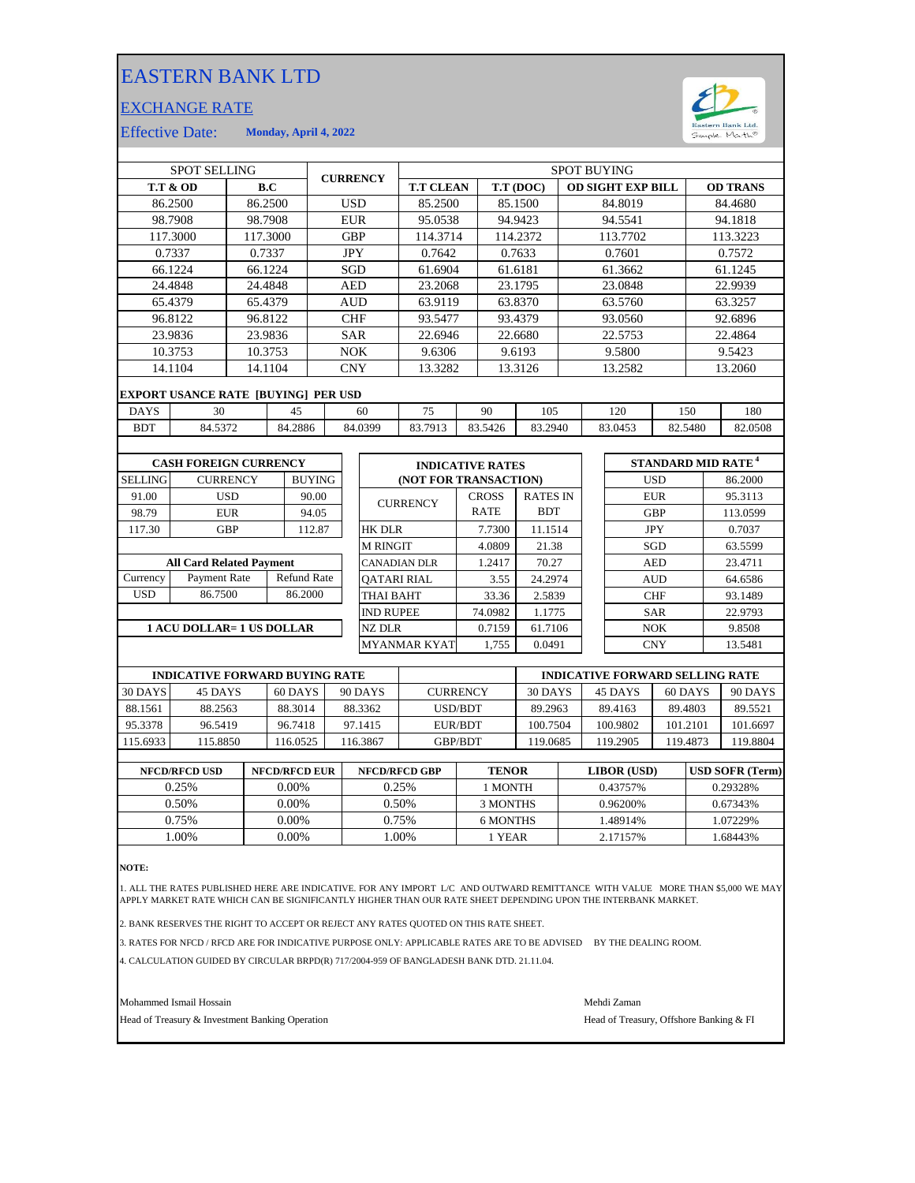# EASTERN BANK LTD

## EXCHANGE RATE

Effective Date: **Monday, April 4, 2022**

| SPOT SELLING | | CURRENCY | SPOT BUYING | | | |
|---|---|---|---|---|---|---|
| **T.T & OD** | **B.C** | | **T.T CLEAN** | **T.T (DOC)** | **OD SIGHT EXP BILL** | **OD TRANS** |
| 86.2500 | 86.2500 | USD | 85.2500 | 85.1500 | 84.8019 | 84.4680 |
| 98.7908 | 98.7908 | EUR | 95.0538 | 94.9423 | 94.5541 | 94.1818 |
| 117.3000 | 117.3000 | GBP | 114.3714 | 114.2372 | 113.7702 | 113.3223 |
| 0.7337 | 0.7337 | JPY | 0.7642 | 0.7633 | 0.7601 | 0.7572 |
| 66.1224 | 66.1224 | SGD | 61.6904 | 61.6181 | 61.3662 | 61.1245 |
| 24.4848 | 24.4848 | AED | 23.2068 | 23.1795 | 23.0848 | 22.9939 |
| 65.4379 | 65.4379 | AUD | 63.9119 | 63.8370 | 63.5760 | 63.3257 |
| 96.8122 | 96.8122 | CHF | 93.5477 | 93.4379 | 93.0560 | 92.6896 |
| 23.9836 | 23.9836 | SAR | 22.6946 | 22.6680 | 22.5753 | 22.4864 |
| 10.3753 | 10.3753 | NOK | 9.6306 | 9.6193 | 9.5800 | 9.5423 |
| 14.1104 | 14.1104 | CNY | 13.3282 | 13.3126 | 13.2582 | 13.2060 |

**EXPORT USANCE RATE [BUYING] PER USD**

| DAYS | 30 | 45 | 60 | 75 | 90 | 105 | 120 | 150 | 180 |
|---|---|---|---|---|---|---|---|---|---|
| BDT | 84.5372 | 84.2886 | 84.0399 | 83.7913 | 83.5426 | 83.2940 | 83.0453 | 82.5480 | 82.0508 |

**CASH FOREIGN CURRENCY**

| SELLING | CURRENCY | BUYING |
|---|---|---|
| 91.00 | USD | 90.00 |
| 98.79 | EUR | 94.05 |
| 117.30 | GBP | 112.87 |

**All Card Related Payment**

| Currency | Payment Rate | Refund Rate |
|---|---|---|
| USD | 86.7500 | 86.2000 |

**1 ACU DOLLAR= 1 US DOLLAR**

**INDICATIVE RATES (NOT FOR TRANSACTION)**

| CURRENCY | CROSS RATE | RATES IN BDT |
|---|---|---|
| HK DLR | 7.7300 | 11.1514 |
| M RINGIT | 4.0809 | 21.38 |
| CANADIAN DLR | 1.2417 | 70.27 |
| QATARI RIAL | 3.55 | 24.2974 |
| THAI BAHT | 33.36 | 2.5839 |
| IND RUPEE | 74.0982 | 1.1775 |
| NZ DLR | 0.7159 | 61.7106 |
| MYANMAR KYAT | 1,755 | 0.0491 |

**STANDARD MID RATE [4]**

| Currency | Rate |
|---|---|
| USD | 86.2000 |
| EUR | 95.3113 |
| GBP | 113.0599 |
| JPY | 0.7037 |
| SGD | 63.5599 |
| AED | 23.4711 |
| AUD | 64.6586 |
| CHF | 93.1489 |
| SAR | 22.9793 |
| NOK | 9.8508 |
| CNY | 13.5481 |

| INDICATIVE FORWARD BUYING RATE | | | | | INDICATIVE FORWARD SELLING RATE | | | |
|---|---|---|---|---|---|---|---|---|
| 30 DAYS | 45 DAYS | 60 DAYS | 90 DAYS | CURRENCY | 30 DAYS | 45 DAYS | 60 DAYS | 90 DAYS |
| 88.1561 | 88.2563 | 88.3014 | 88.3362 | USD/BDT | 89.2963 | 89.4163 | 89.4803 | 89.5521 |
| 95.3378 | 96.5419 | 96.7418 | 97.1415 | EUR/BDT | 100.7504 | 100.9802 | 101.2101 | 101.6697 |
| 115.6933 | 115.8850 | 116.0525 | 116.3867 | GBP/BDT | 119.0685 | 119.2905 | 119.4873 | 119.8804 |

| NFCD/RFCD USD | NFCD/RFCD EUR | NFCD/RFCD GBP | TENOR | LIBOR (USD) | USD SOFR (Term) |
|---|---|---|---|---|---|
| 0.25% | 0.00% | 0.25% | 1 MONTH | 0.43757% | 0.29328% |
| 0.50% | 0.00% | 0.50% | 3 MONTHS | 0.96200% | 0.67343% |
| 0.75% | 0.00% | 0.75% | 6 MONTHS | 1.48914% | 1.07229% |
| 1.00% | 0.00% | 1.00% | 1 YEAR | 2.17157% | 1.68443% |

**NOTE:**

1. ALL THE RATES PUBLISHED HERE ARE INDICATIVE. FOR ANY IMPORT L/C AND OUTWARD REMITTANCE WITH VALUE MORE THAN $5,000 WE MAY APPLY MARKET RATE WHICH CAN BE SIGNIFICANTLY HIGHER THAN OUR RATE SHEET DEPENDING UPON THE INTERBANK MARKET.

2. BANK RESERVES THE RIGHT TO ACCEPT OR REJECT ANY RATES QUOTED ON THIS RATE SHEET.

3. RATES FOR NFCD / RFCD ARE FOR INDICATIVE PURPOSE ONLY: APPLICABLE RATES ARE TO BE ADVISED BY THE DEALING ROOM.

4. CALCULATION GUIDED BY CIRCULAR BRPD(R) 717/2004-959 OF BANGLADESH BANK DTD. 21.11.04.

Mohammed Ismail Hossain
Head of Treasury & Investment Banking Operation

Mehdi Zaman
Head of Treasury, Offshore Banking & FI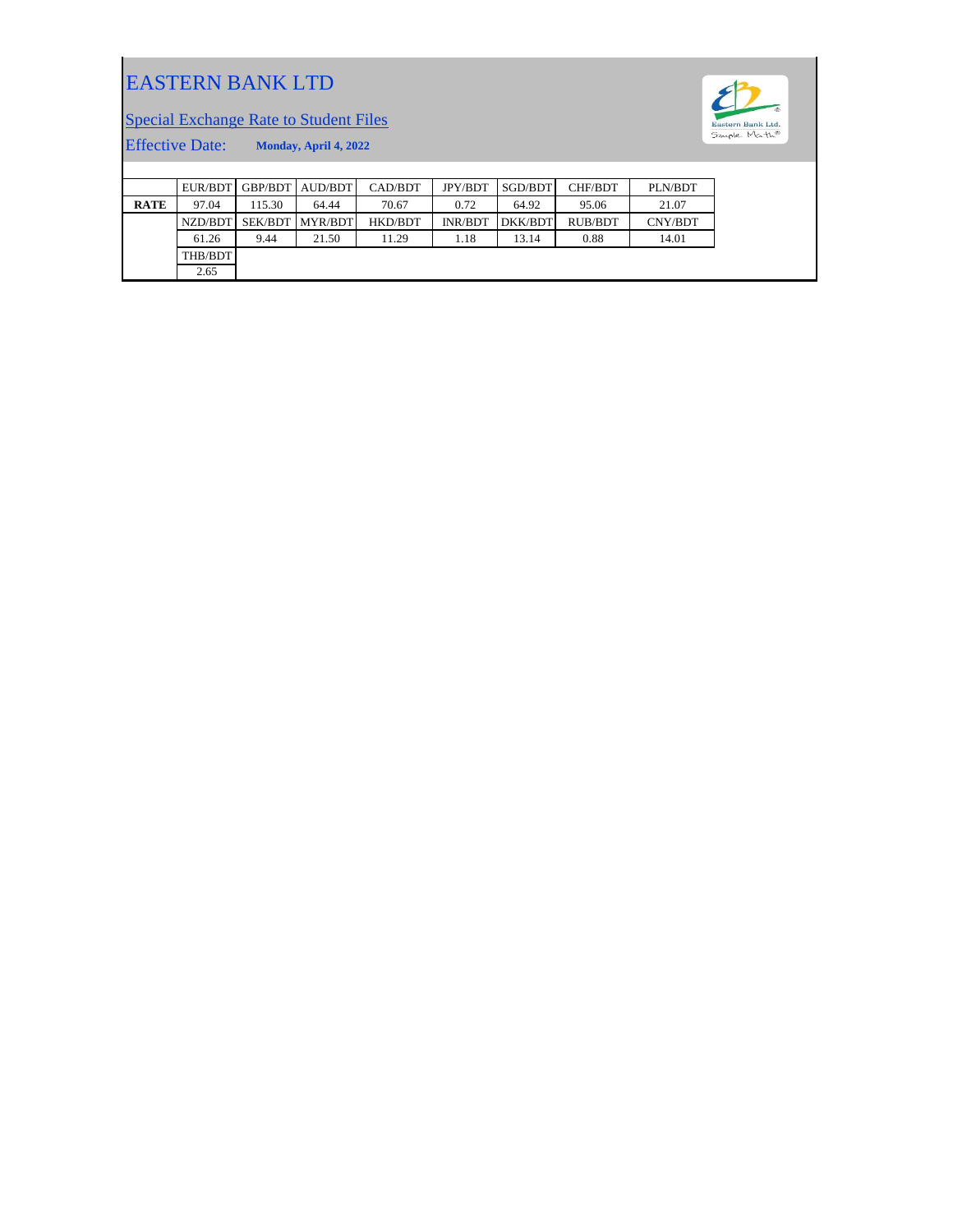# EASTERN BANK LTD

Special Exchange Rate to Student Files

Effective Date: **Monday, April 4, 2022**

| | | | | | | | | |
|---|---|---|---|---|---|---|---|---|
| | EUR/BDT | GBP/BDT | AUD/BDT | CAD/BDT | JPY/BDT | SGD/BDT | CHF/BDT | PLN/BDT |
| **RATE** | 97.04 | 115.30 | 64.44 | 70.67 | 0.72 | 64.92 | 95.06 | 21.07 |
| | NZD/BDT | SEK/BDT | MYR/BDT | HKD/BDT | INR/BDT | DKK/BDT | RUB/BDT | CNY/BDT |
| | 61.26 | 9.44 | 21.50 | 11.29 | 1.18 | 13.14 | 0.88 | 14.01 |
| | THB/BDT | | | | | | | |
| | 2.65 | | | | | | | |